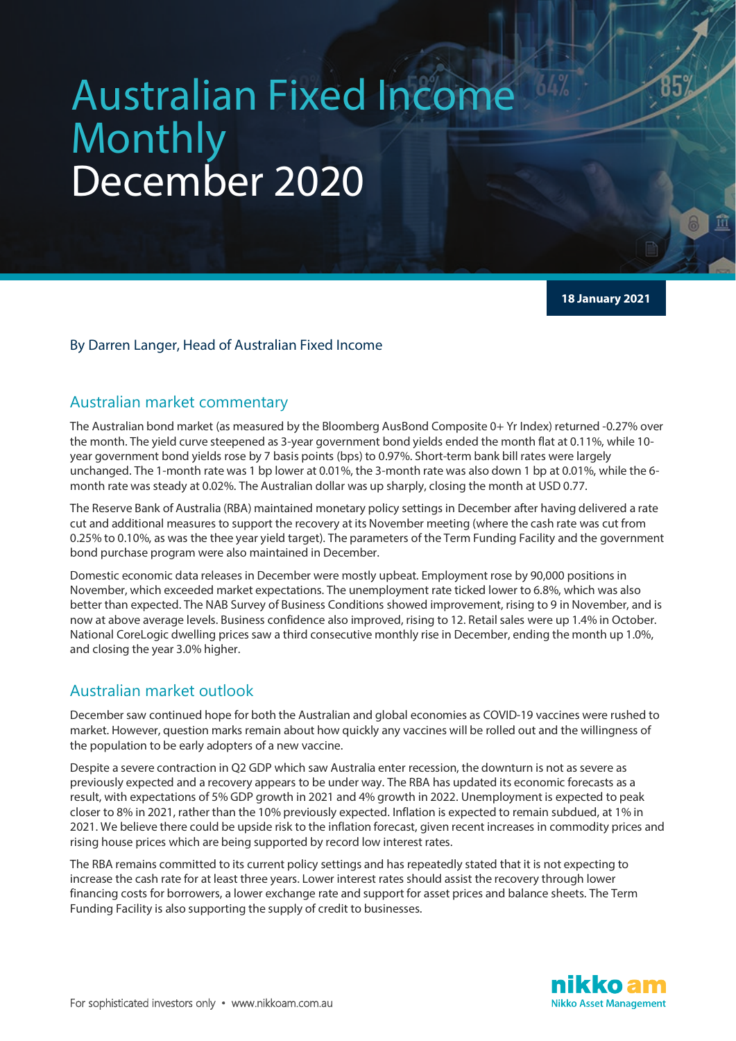# Australian Fixed Income Monthly
# December 2020

**18 January 2021**

By Darren Langer, Head of Australian Fixed Income

## Australian market commentary

The Australian bond market (as measured by the Bloomberg AusBond Composite 0+ Yr Index) returned -0.27% over the month. The yield curve steepened as 3-year government bond yields ended the month flat at 0.11%, while 10-year government bond yields rose by 7 basis points (bps) to 0.97%. Short-term bank bill rates were largely unchanged. The 1-month rate was 1 bp lower at 0.01%, the 3-month rate was also down 1 bp at 0.01%, while the 6-month rate was steady at 0.02%. The Australian dollar was up sharply, closing the month at USD 0.77.

The Reserve Bank of Australia (RBA) maintained monetary policy settings in December after having delivered a rate cut and additional measures to support the recovery at its November meeting (where the cash rate was cut from 0.25% to 0.10%, as was the thee year yield target). The parameters of the Term Funding Facility and the government bond purchase program were also maintained in December.

Domestic economic data releases in December were mostly upbeat. Employment rose by 90,000 positions in November, which exceeded market expectations. The unemployment rate ticked lower to 6.8%, which was also better than expected. The NAB Survey of Business Conditions showed improvement, rising to 9 in November, and is now at above average levels. Business confidence also improved, rising to 12. Retail sales were up 1.4% in October. National CoreLogic dwelling prices saw a third consecutive monthly rise in December, ending the month up 1.0%, and closing the year 3.0% higher.

## Australian market outlook

December saw continued hope for both the Australian and global economies as COVID-19 vaccines were rushed to market. However, question marks remain about how quickly any vaccines will be rolled out and the willingness of the population to be early adopters of a new vaccine.

Despite a severe contraction in Q2 GDP which saw Australia enter recession, the downturn is not as severe as previously expected and a recovery appears to be under way. The RBA has updated its economic forecasts as a result, with expectations of 5% GDP growth in 2021 and 4% growth in 2022. Unemployment is expected to peak closer to 8% in 2021, rather than the 10% previously expected. Inflation is expected to remain subdued, at 1% in 2021. We believe there could be upside risk to the inflation forecast, given recent increases in commodity prices and rising house prices which are being supported by record low interest rates.

The RBA remains committed to its current policy settings and has repeatedly stated that it is not expecting to increase the cash rate for at least three years. Lower interest rates should assist the recovery through lower financing costs for borrowers, a lower exchange rate and support for asset prices and balance sheets. The Term Funding Facility is also supporting the supply of credit to businesses.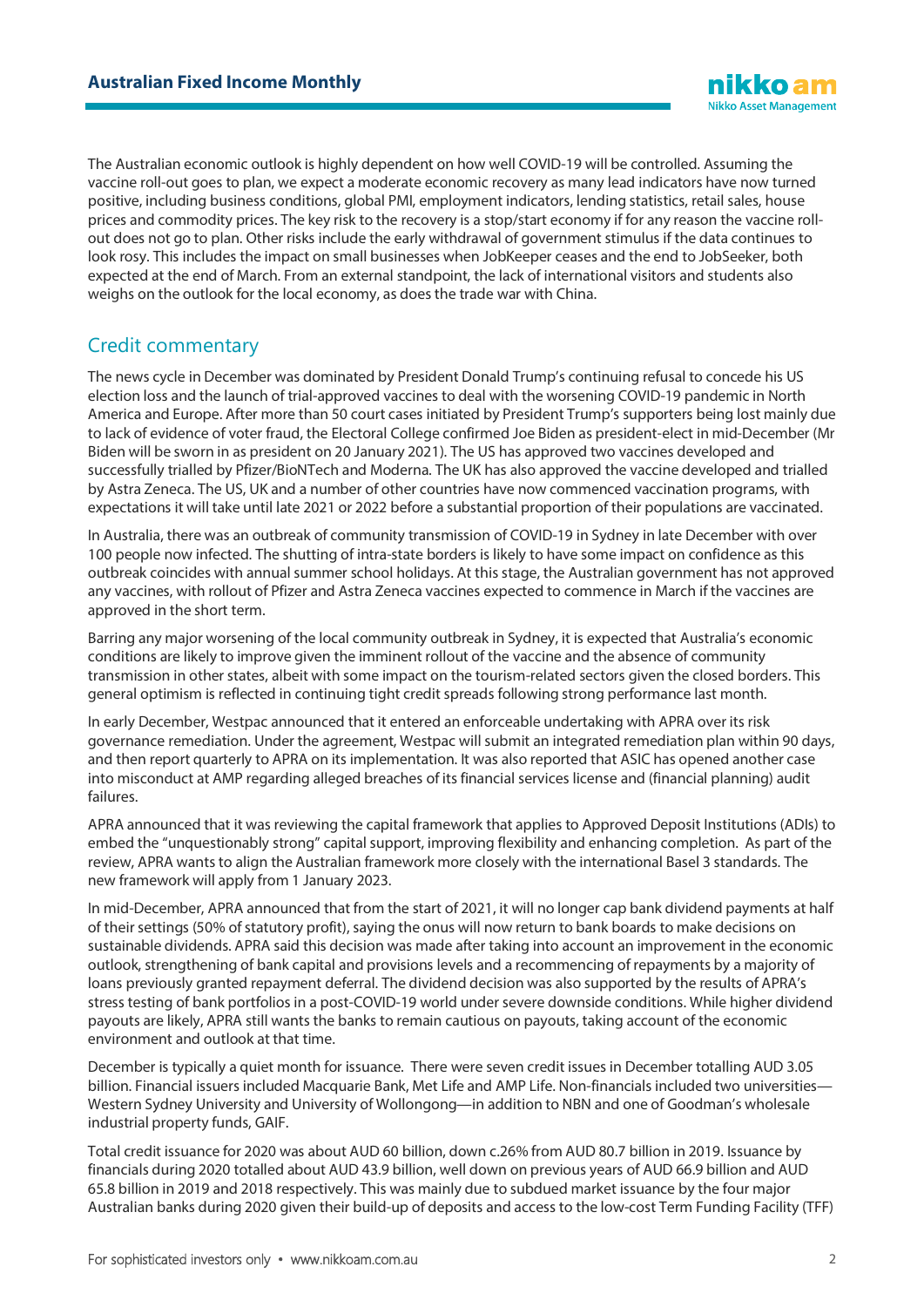The Australian economic outlook is highly dependent on how well COVID-19 will be controlled. Assuming the vaccine roll-out goes to plan, we expect a moderate economic recovery as many lead indicators have now turned positive, including business conditions, global PMI, employment indicators, lending statistics, retail sales, house prices and commodity prices. The key risk to the recovery is a stop/start economy if for any reason the vaccine roll-out does not go to plan. Other risks include the early withdrawal of government stimulus if the data continues to look rosy. This includes the impact on small businesses when JobKeeper ceases and the end to JobSeeker, both expected at the end of March. From an external standpoint, the lack of international visitors and students also weighs on the outlook for the local economy, as does the trade war with China.

## Credit commentary

The news cycle in December was dominated by President Donald Trump's continuing refusal to concede his US election loss and the launch of trial-approved vaccines to deal with the worsening COVID-19 pandemic in North America and Europe. After more than 50 court cases initiated by President Trump's supporters being lost mainly due to lack of evidence of voter fraud, the Electoral College confirmed Joe Biden as president-elect in mid-December (Mr Biden will be sworn in as president on 20 January 2021). The US has approved two vaccines developed and successfully trialled by Pfizer/BioNTech and Moderna. The UK has also approved the vaccine developed and trialled by Astra Zeneca. The US, UK and a number of other countries have now commenced vaccination programs, with expectations it will take until late 2021 or 2022 before a substantial proportion of their populations are vaccinated.

In Australia, there was an outbreak of community transmission of COVID-19 in Sydney in late December with over 100 people now infected. The shutting of intra-state borders is likely to have some impact on confidence as this outbreak coincides with annual summer school holidays. At this stage, the Australian government has not approved any vaccines, with rollout of Pfizer and Astra Zeneca vaccines expected to commence in March if the vaccines are approved in the short term.

Barring any major worsening of the local community outbreak in Sydney, it is expected that Australia's economic conditions are likely to improve given the imminent rollout of the vaccine and the absence of community transmission in other states, albeit with some impact on the tourism-related sectors given the closed borders. This general optimism is reflected in continuing tight credit spreads following strong performance last month.

In early December, Westpac announced that it entered an enforceable undertaking with APRA over its risk governance remediation. Under the agreement, Westpac will submit an integrated remediation plan within 90 days, and then report quarterly to APRA on its implementation. It was also reported that ASIC has opened another case into misconduct at AMP regarding alleged breaches of its financial services license and (financial planning) audit failures.

APRA announced that it was reviewing the capital framework that applies to Approved Deposit Institutions (ADIs) to embed the "unquestionably strong" capital support, improving flexibility and enhancing completion. As part of the review, APRA wants to align the Australian framework more closely with the international Basel 3 standards. The new framework will apply from 1 January 2023.

In mid-December, APRA announced that from the start of 2021, it will no longer cap bank dividend payments at half of their settings (50% of statutory profit), saying the onus will now return to bank boards to make decisions on sustainable dividends. APRA said this decision was made after taking into account an improvement in the economic outlook, strengthening of bank capital and provisions levels and a recommencing of repayments by a majority of loans previously granted repayment deferral. The dividend decision was also supported by the results of APRA's stress testing of bank portfolios in a post-COVID-19 world under severe downside conditions. While higher dividend payouts are likely, APRA still wants the banks to remain cautious on payouts, taking account of the economic environment and outlook at that time.

December is typically a quiet month for issuance. There were seven credit issues in December totalling AUD 3.05 billion. Financial issuers included Macquarie Bank, Met Life and AMP Life. Non-financials included two universities—Western Sydney University and University of Wollongong—in addition to NBN and one of Goodman's wholesale industrial property funds, GAIF.

Total credit issuance for 2020 was about AUD 60 billion, down c.26% from AUD 80.7 billion in 2019. Issuance by financials during 2020 totalled about AUD 43.9 billion, well down on previous years of AUD 66.9 billion and AUD 65.8 billion in 2019 and 2018 respectively. This was mainly due to subdued market issuance by the four major Australian banks during 2020 given their build-up of deposits and access to the low-cost Term Funding Facility (TFF)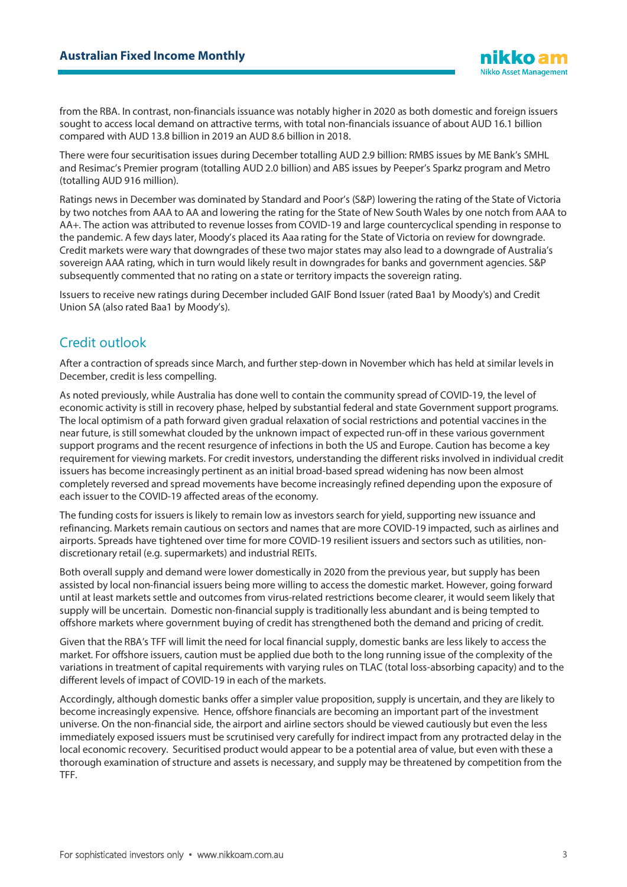from the RBA. In contrast, non-financials issuance was notably higher in 2020 as both domestic and foreign issuers sought to access local demand on attractive terms, with total non-financials issuance of about AUD 16.1 billion compared with AUD 13.8 billion in 2019 an AUD 8.6 billion in 2018.

There were four securitisation issues during December totalling AUD 2.9 billion: RMBS issues by ME Bank's SMHL and Resimac's Premier program (totalling AUD 2.0 billion) and ABS issues by Peeper's Sparkz program and Metro (totalling AUD 916 million).

Ratings news in December was dominated by Standard and Poor's (S&P) lowering the rating of the State of Victoria by two notches from AAA to AA and lowering the rating for the State of New South Wales by one notch from AAA to AA+. The action was attributed to revenue losses from COVID-19 and large countercyclical spending in response to the pandemic. A few days later, Moody's placed its Aaa rating for the State of Victoria on review for downgrade. Credit markets were wary that downgrades of these two major states may also lead to a downgrade of Australia's sovereign AAA rating, which in turn would likely result in downgrades for banks and government agencies. S&P subsequently commented that no rating on a state or territory impacts the sovereign rating.

Issuers to receive new ratings during December included GAIF Bond Issuer (rated Baa1 by Moody's) and Credit Union SA (also rated Baa1 by Moody's).

## Credit outlook

After a contraction of spreads since March, and further step-down in November which has held at similar levels in December, credit is less compelling.

As noted previously, while Australia has done well to contain the community spread of COVID-19, the level of economic activity is still in recovery phase, helped by substantial federal and state Government support programs. The local optimism of a path forward given gradual relaxation of social restrictions and potential vaccines in the near future, is still somewhat clouded by the unknown impact of expected run-off in these various government support programs and the recent resurgence of infections in both the US and Europe. Caution has become a key requirement for viewing markets. For credit investors, understanding the different risks involved in individual credit issuers has become increasingly pertinent as an initial broad-based spread widening has now been almost completely reversed and spread movements have become increasingly refined depending upon the exposure of each issuer to the COVID-19 affected areas of the economy.

The funding costs for issuers is likely to remain low as investors search for yield, supporting new issuance and refinancing. Markets remain cautious on sectors and names that are more COVID-19 impacted, such as airlines and airports. Spreads have tightened over time for more COVID-19 resilient issuers and sectors such as utilities, non-discretionary retail (e.g. supermarkets) and industrial REITs.

Both overall supply and demand were lower domestically in 2020 from the previous year, but supply has been assisted by local non-financial issuers being more willing to access the domestic market. However, going forward until at least markets settle and outcomes from virus-related restrictions become clearer, it would seem likely that supply will be uncertain. Domestic non-financial supply is traditionally less abundant and is being tempted to offshore markets where government buying of credit has strengthened both the demand and pricing of credit.

Given that the RBA's TFF will limit the need for local financial supply, domestic banks are less likely to access the market. For offshore issuers, caution must be applied due both to the long running issue of the complexity of the variations in treatment of capital requirements with varying rules on TLAC (total loss-absorbing capacity) and to the different levels of impact of COVID-19 in each of the markets.

Accordingly, although domestic banks offer a simpler value proposition, supply is uncertain, and they are likely to become increasingly expensive. Hence, offshore financials are becoming an important part of the investment universe. On the non-financial side, the airport and airline sectors should be viewed cautiously but even the less immediately exposed issuers must be scrutinised very carefully for indirect impact from any protracted delay in the local economic recovery. Securitised product would appear to be a potential area of value, but even with these a thorough examination of structure and assets is necessary, and supply may be threatened by competition from the TFF.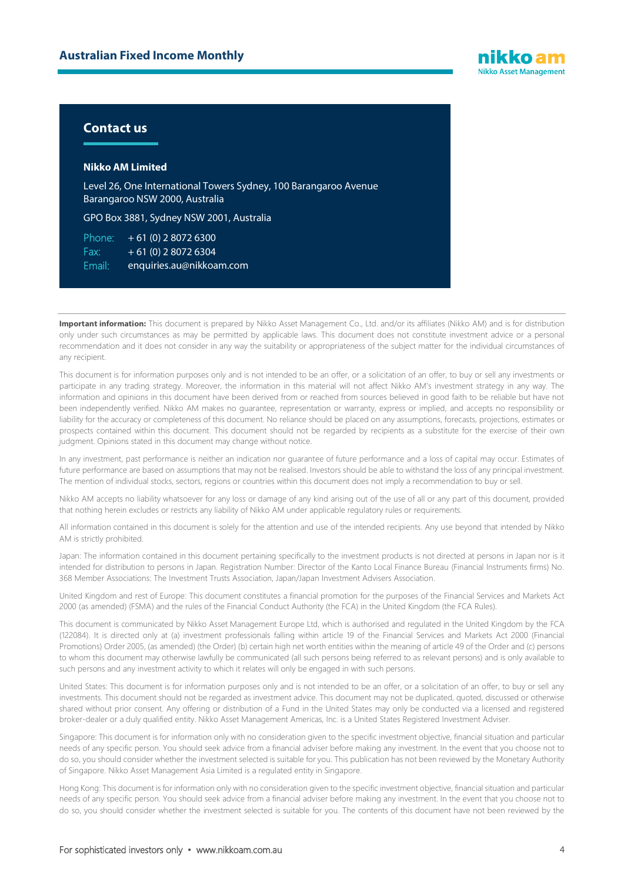## Contact us

**Nikko AM Limited**

Level 26, One International Towers Sydney, 100 Barangaroo Avenue
Barangaroo NSW 2000, Australia

GPO Box 3881, Sydney NSW 2001, Australia

Phone: + 61 (0) 2 8072 6300
Fax: + 61 (0) 2 8072 6304
Email: enquiries.au@nikkoam.com

**Important information:** This document is prepared by Nikko Asset Management Co., Ltd. and/or its affiliates (Nikko AM) and is for distribution only under such circumstances as may be permitted by applicable laws. This document does not constitute investment advice or a personal recommendation and it does not consider in any way the suitability or appropriateness of the subject matter for the individual circumstances of any recipient.

This document is for information purposes only and is not intended to be an offer, or a solicitation of an offer, to buy or sell any investments or participate in any trading strategy. Moreover, the information in this material will not affect Nikko AM's investment strategy in any way. The information and opinions in this document have been derived from or reached from sources believed in good faith to be reliable but have not been independently verified. Nikko AM makes no guarantee, representation or warranty, express or implied, and accepts no responsibility or liability for the accuracy or completeness of this document. No reliance should be placed on any assumptions, forecasts, projections, estimates or prospects contained within this document. This document should not be regarded by recipients as a substitute for the exercise of their own judgment. Opinions stated in this document may change without notice.

In any investment, past performance is neither an indication nor guarantee of future performance and a loss of capital may occur. Estimates of future performance are based on assumptions that may not be realised. Investors should be able to withstand the loss of any principal investment. The mention of individual stocks, sectors, regions or countries within this document does not imply a recommendation to buy or sell.

Nikko AM accepts no liability whatsoever for any loss or damage of any kind arising out of the use of all or any part of this document, provided that nothing herein excludes or restricts any liability of Nikko AM under applicable regulatory rules or requirements.

All information contained in this document is solely for the attention and use of the intended recipients. Any use beyond that intended by Nikko AM is strictly prohibited.

Japan: The information contained in this document pertaining specifically to the investment products is not directed at persons in Japan nor is it intended for distribution to persons in Japan. Registration Number: Director of the Kanto Local Finance Bureau (Financial Instruments firms) No. 368 Member Associations: The Investment Trusts Association, Japan/Japan Investment Advisers Association.

United Kingdom and rest of Europe: This document constitutes a financial promotion for the purposes of the Financial Services and Markets Act 2000 (as amended) (FSMA) and the rules of the Financial Conduct Authority (the FCA) in the United Kingdom (the FCA Rules).

This document is communicated by Nikko Asset Management Europe Ltd, which is authorised and regulated in the United Kingdom by the FCA (122084). It is directed only at (a) investment professionals falling within article 19 of the Financial Services and Markets Act 2000 (Financial Promotions) Order 2005, (as amended) (the Order) (b) certain high net worth entities within the meaning of article 49 of the Order and (c) persons to whom this document may otherwise lawfully be communicated (all such persons being referred to as relevant persons) and is only available to such persons and any investment activity to which it relates will only be engaged in with such persons.

United States: This document is for information purposes only and is not intended to be an offer, or a solicitation of an offer, to buy or sell any investments. This document should not be regarded as investment advice. This document may not be duplicated, quoted, discussed or otherwise shared without prior consent. Any offering or distribution of a Fund in the United States may only be conducted via a licensed and registered broker-dealer or a duly qualified entity. Nikko Asset Management Americas, Inc. is a United States Registered Investment Adviser.

Singapore: This document is for information only with no consideration given to the specific investment objective, financial situation and particular needs of any specific person. You should seek advice from a financial adviser before making any investment. In the event that you choose not to do so, you should consider whether the investment selected is suitable for you. This publication has not been reviewed by the Monetary Authority of Singapore. Nikko Asset Management Asia Limited is a regulated entity in Singapore.

Hong Kong: This document is for information only with no consideration given to the specific investment objective, financial situation and particular needs of any specific person. You should seek advice from a financial adviser before making any investment. In the event that you choose not to do so, you should consider whether the investment selected is suitable for you. The contents of this document have not been reviewed by the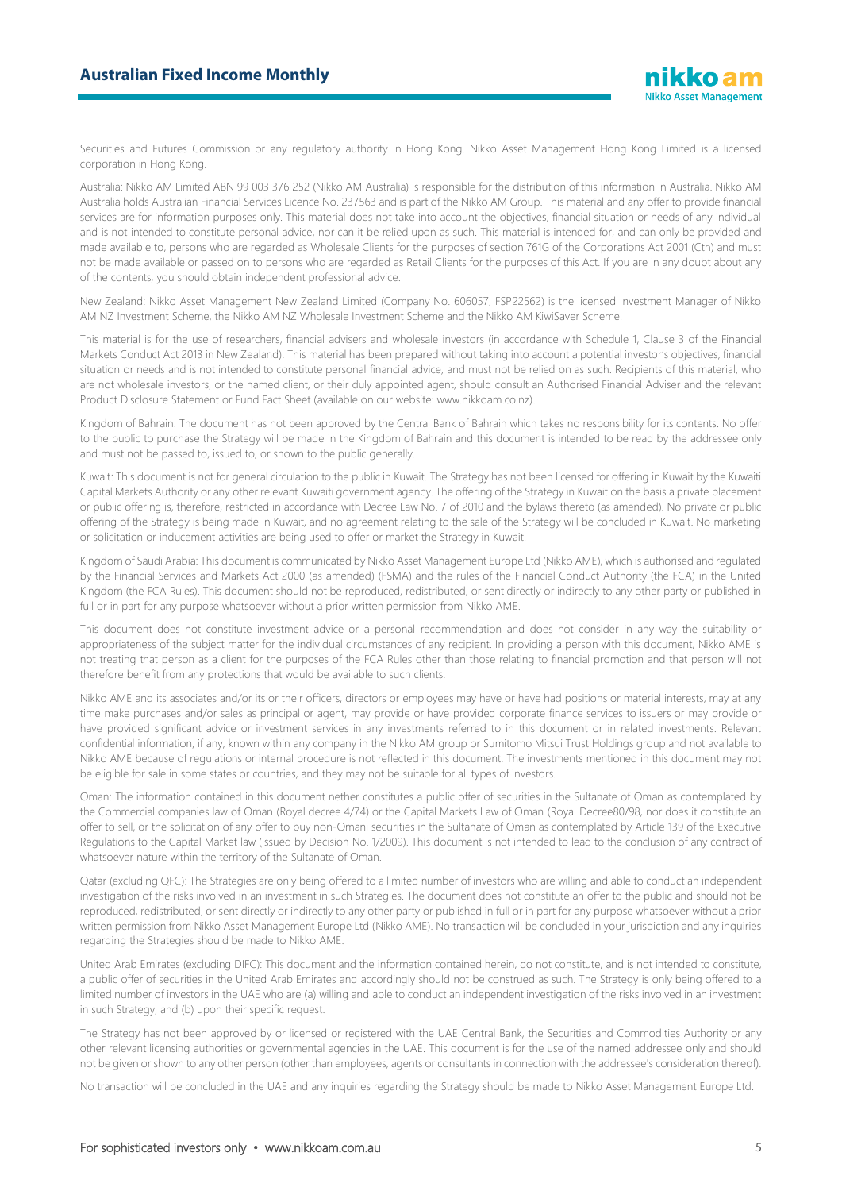Securities and Futures Commission or any regulatory authority in Hong Kong. Nikko Asset Management Hong Kong Limited is a licensed corporation in Hong Kong.

Australia: Nikko AM Limited ABN 99 003 376 252 (Nikko AM Australia) is responsible for the distribution of this information in Australia. Nikko AM Australia holds Australian Financial Services Licence No. 237563 and is part of the Nikko AM Group. This material and any offer to provide financial services are for information purposes only. This material does not take into account the objectives, financial situation or needs of any individual and is not intended to constitute personal advice, nor can it be relied upon as such. This material is intended for, and can only be provided and made available to, persons who are regarded as Wholesale Clients for the purposes of section 761G of the Corporations Act 2001 (Cth) and must not be made available or passed on to persons who are regarded as Retail Clients for the purposes of this Act. If you are in any doubt about any of the contents, you should obtain independent professional advice.

New Zealand: Nikko Asset Management New Zealand Limited (Company No. 606057, FSP22562) is the licensed Investment Manager of Nikko AM NZ Investment Scheme, the Nikko AM NZ Wholesale Investment Scheme and the Nikko AM KiwiSaver Scheme.

This material is for the use of researchers, financial advisers and wholesale investors (in accordance with Schedule 1, Clause 3 of the Financial Markets Conduct Act 2013 in New Zealand). This material has been prepared without taking into account a potential investor's objectives, financial situation or needs and is not intended to constitute personal financial advice, and must not be relied on as such. Recipients of this material, who are not wholesale investors, or the named client, or their duly appointed agent, should consult an Authorised Financial Adviser and the relevant Product Disclosure Statement or Fund Fact Sheet (available on our website: www.nikkoam.co.nz).

Kingdom of Bahrain: The document has not been approved by the Central Bank of Bahrain which takes no responsibility for its contents. No offer to the public to purchase the Strategy will be made in the Kingdom of Bahrain and this document is intended to be read by the addressee only and must not be passed to, issued to, or shown to the public generally.

Kuwait: This document is not for general circulation to the public in Kuwait. The Strategy has not been licensed for offering in Kuwait by the Kuwaiti Capital Markets Authority or any other relevant Kuwaiti government agency. The offering of the Strategy in Kuwait on the basis a private placement or public offering is, therefore, restricted in accordance with Decree Law No. 7 of 2010 and the bylaws thereto (as amended). No private or public offering of the Strategy is being made in Kuwait, and no agreement relating to the sale of the Strategy will be concluded in Kuwait. No marketing or solicitation or inducement activities are being used to offer or market the Strategy in Kuwait.

Kingdom of Saudi Arabia: This document is communicated by Nikko Asset Management Europe Ltd (Nikko AME), which is authorised and regulated by the Financial Services and Markets Act 2000 (as amended) (FSMA) and the rules of the Financial Conduct Authority (the FCA) in the United Kingdom (the FCA Rules). This document should not be reproduced, redistributed, or sent directly or indirectly to any other party or published in full or in part for any purpose whatsoever without a prior written permission from Nikko AME.

This document does not constitute investment advice or a personal recommendation and does not consider in any way the suitability or appropriateness of the subject matter for the individual circumstances of any recipient. In providing a person with this document, Nikko AME is not treating that person as a client for the purposes of the FCA Rules other than those relating to financial promotion and that person will not therefore benefit from any protections that would be available to such clients.

Nikko AME and its associates and/or its or their officers, directors or employees may have or have had positions or material interests, may at any time make purchases and/or sales as principal or agent, may provide or have provided corporate finance services to issuers or may provide or have provided significant advice or investment services in any investments referred to in this document or in related investments. Relevant confidential information, if any, known within any company in the Nikko AM group or Sumitomo Mitsui Trust Holdings group and not available to Nikko AME because of regulations or internal procedure is not reflected in this document. The investments mentioned in this document may not be eligible for sale in some states or countries, and they may not be suitable for all types of investors.

Oman: The information contained in this document nether constitutes a public offer of securities in the Sultanate of Oman as contemplated by the Commercial companies law of Oman (Royal decree 4/74) or the Capital Markets Law of Oman (Royal Decree80/98, nor does it constitute an offer to sell, or the solicitation of any offer to buy non-Omani securities in the Sultanate of Oman as contemplated by Article 139 of the Executive Regulations to the Capital Market law (issued by Decision No. 1/2009). This document is not intended to lead to the conclusion of any contract of whatsoever nature within the territory of the Sultanate of Oman.

Qatar (excluding QFC): The Strategies are only being offered to a limited number of investors who are willing and able to conduct an independent investigation of the risks involved in an investment in such Strategies. The document does not constitute an offer to the public and should not be reproduced, redistributed, or sent directly or indirectly to any other party or published in full or in part for any purpose whatsoever without a prior written permission from Nikko Asset Management Europe Ltd (Nikko AME). No transaction will be concluded in your jurisdiction and any inquiries regarding the Strategies should be made to Nikko AME.

United Arab Emirates (excluding DIFC): This document and the information contained herein, do not constitute, and is not intended to constitute, a public offer of securities in the United Arab Emirates and accordingly should not be construed as such. The Strategy is only being offered to a limited number of investors in the UAE who are (a) willing and able to conduct an independent investigation of the risks involved in an investment in such Strategy, and (b) upon their specific request.

The Strategy has not been approved by or licensed or registered with the UAE Central Bank, the Securities and Commodities Authority or any other relevant licensing authorities or governmental agencies in the UAE. This document is for the use of the named addressee only and should not be given or shown to any other person (other than employees, agents or consultants in connection with the addressee's consideration thereof).

No transaction will be concluded in the UAE and any inquiries regarding the Strategy should be made to Nikko Asset Management Europe Ltd.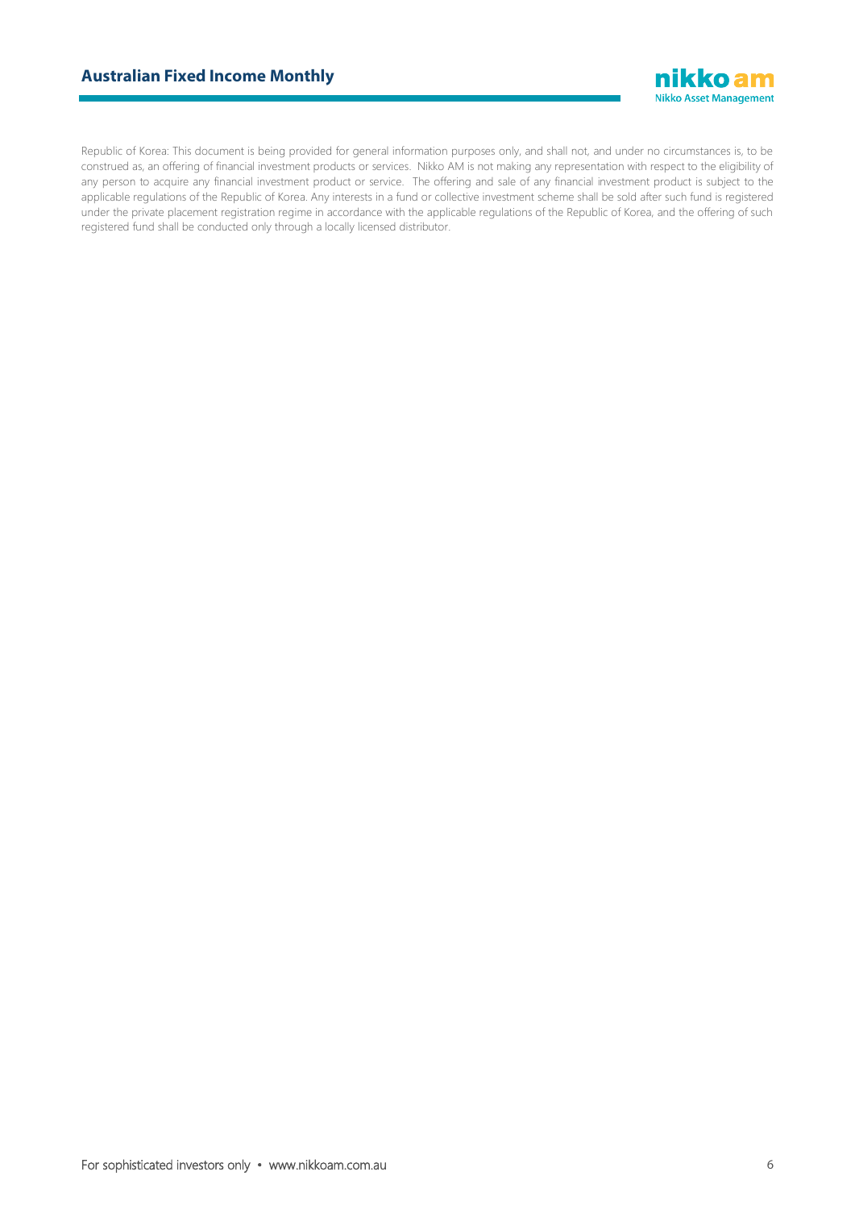Republic of Korea: This document is being provided for general information purposes only, and shall not, and under no circumstances is, to be construed as, an offering of financial investment products or services. Nikko AM is not making any representation with respect to the eligibility of any person to acquire any financial investment product or service. The offering and sale of any financial investment product is subject to the applicable regulations of the Republic of Korea. Any interests in a fund or collective investment scheme shall be sold after such fund is registered under the private placement registration regime in accordance with the applicable regulations of the Republic of Korea, and the offering of such registered fund shall be conducted only through a locally licensed distributor.